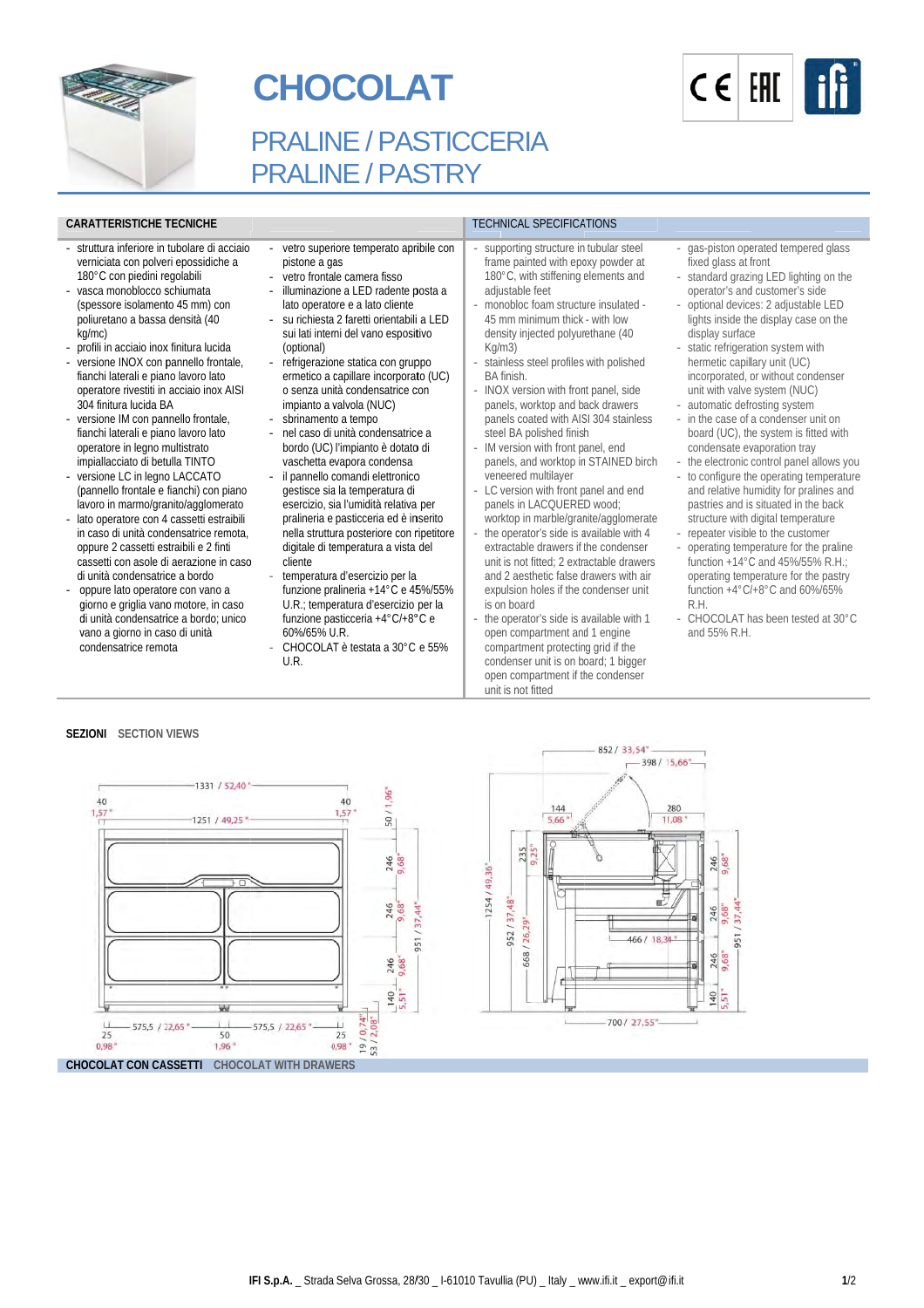# CHOCOLAT

## PRALINE / PASTICCERIA
## PRALINE / PASTRY

### CARATTERISTICHE TECNICHE

- struttura inferiore in tubolare di acciaio verniciata con polveri epossidiche a 180°C con piedini regolabili
- vasca monoblocco schiumata (spessore isolamento 45 mm) con poliuretano a bassa densità (40 kg/mc)
- profili in acciaio inox finitura lucida
- versione INOX con pannello frontale, fianchi laterali e piano lavoro lato operatore rivestiti in acciaio inox AISI 304 finitura lucida BA
- versione IM con pannello frontale, fianchi laterali e piano lavoro lato operatore in legno multistrato impiallacciato di betulla TINTO
- versione LC in legno LACCATO (pannello frontale e fianchi) con piano lavoro in marmo/granito/agglomerato
- lato operatore con 4 cassetti estraibili in caso di unità condensatrice remota, oppure 2 cassetti estraibili e 2 finti cassetti con asole di aerazione in caso di unità condensatrice a bordo
- oppure lato operatore con vano a giorno e griglia vano motore, in caso di unità condensatrice a bordo; unico vano a giorno in caso di unità condensatrice remota
- vetro superiore temperato apribile con pistone a gas
- vetro frontale camera fisso
- illuminazione a LED radente posta a lato operatore e a lato cliente
- su richiesta 2 faretti orientabili a LED sui lati interni del vano espositivo (optional)
- refrigerazione statica con gruppo ermetico a capillare incorporato (UC) o senza unità condensatrice con impianto a valvola (NUC)
- sbrinamento a tempo
- nel caso di unità condensatrice a bordo (UC) l'impianto è dotato di vaschetta evapora condensa
- il pannello comandi elettronico gestisce sia la temperatura di esercizio, sia l'umidità relativa per pralineria e pasticceria ed è inserito nella struttura posteriore con ripetitore digitale di temperatura a vista del cliente
- temperatura d'esercizio per la funzione pralineria +14°C e 45%/55% U.R.; temperatura d'esercizio per la funzione pasticceria +4°C/+8°C e 60%/65% U.R.
- CHOCOLAT è testata a 30°C e 55% U.R.

### TECHNICAL SPECIFICATIONS

- supporting structure in tubular steel frame painted with epoxy powder at 180°C, with stiffening elements and adjustable feet
- monobloc foam structure insulated - 45 mm minimum thick - with low density injected polyurethane (40 Kg/m3)
- stainless steel profiles with polished BA finish.
- INOX version with front panel, side panels, worktop and back drawers panels coated with AISI 304 stainless steel BA polished finish
- IM version with front panel, end panels, and worktop in STAINED birch veneered multilayer
- LC version with front panel and end panels in LACQUERED wood; worktop in marble/granite/agglomerate
- the operator's side is available with 4 extractable drawers if the condenser unit is not fitted; 2 extractable drawers and 2 aesthetic false drawers with air expulsion holes if the condenser unit is on board
- the operator's side is available with 1 open compartment and 1 engine compartment protecting grid if the condenser unit is on board; 1 bigger open compartment if the condenser unit is not fitted
- gas-piston operated tempered glass fixed glass at front
- standard grazing LED lighting on the operator's and customer's side
- optional devices: 2 adjustable LED lights inside the display case on the display surface
- static refrigeration system with hermetic capillary unit (UC) incorporated, or without condenser unit with valve system (NUC)
- automatic defrosting system
- in the case of a condenser unit on board (UC), the system is fitted with condensate evaporation tray
- the electronic control panel allows you
- to configure the operating temperature and relative humidity for pralines and pastries and is situated in the back structure with digital temperature
- repeater visible to the customer
- operating temperature for the praline function +14°C and 45%/55% R.H.; operating temperature for the pastry function +4°C/+8°C and 60%/65% R.H.
- CHOCOLAT has been tested at 30°C and 55% R.H.

**SEZIONI** SECTION VIEWS

1331 / 52,40" — 1251 / 49,25" — 40 / 1,57" — 40 / 1,57" — 50 / 1,96" — 246 / 9,68" — 246 / 9,68" — 246 / 9,68" — 951 / 37,44" — 140 / 5,51" — 19 / 0,74" — 53 / 2,08" — 575,5 / 22,65" — 575,5 / 22,65" — 25 / 0,98" — 50 / 1,96" — 25 / 0,98"

852 / 33,54" — 398 / 15,66" — 144 / 5,66" — 280 / 11,08" — 235 / 9,25" — 1254 / 49,36" — 952 / 37,48" — 668 / 26,29" — 466 / 18,34" — 246 / 9,68" — 246 / 9,68" — 246 / 9,68" — 951 / 37,44" — 140 / 5,51" — 700 / 27,55"

**CHOCOLAT CON CASSETTI** CHOCOLAT WITH DRAWERS

**IFI S.p.A.** _ Strada Selva Grossa, 28/30 _ I-61010 Tavullia (PU) _ Italy _ www.ifi.it _ export@ifi.it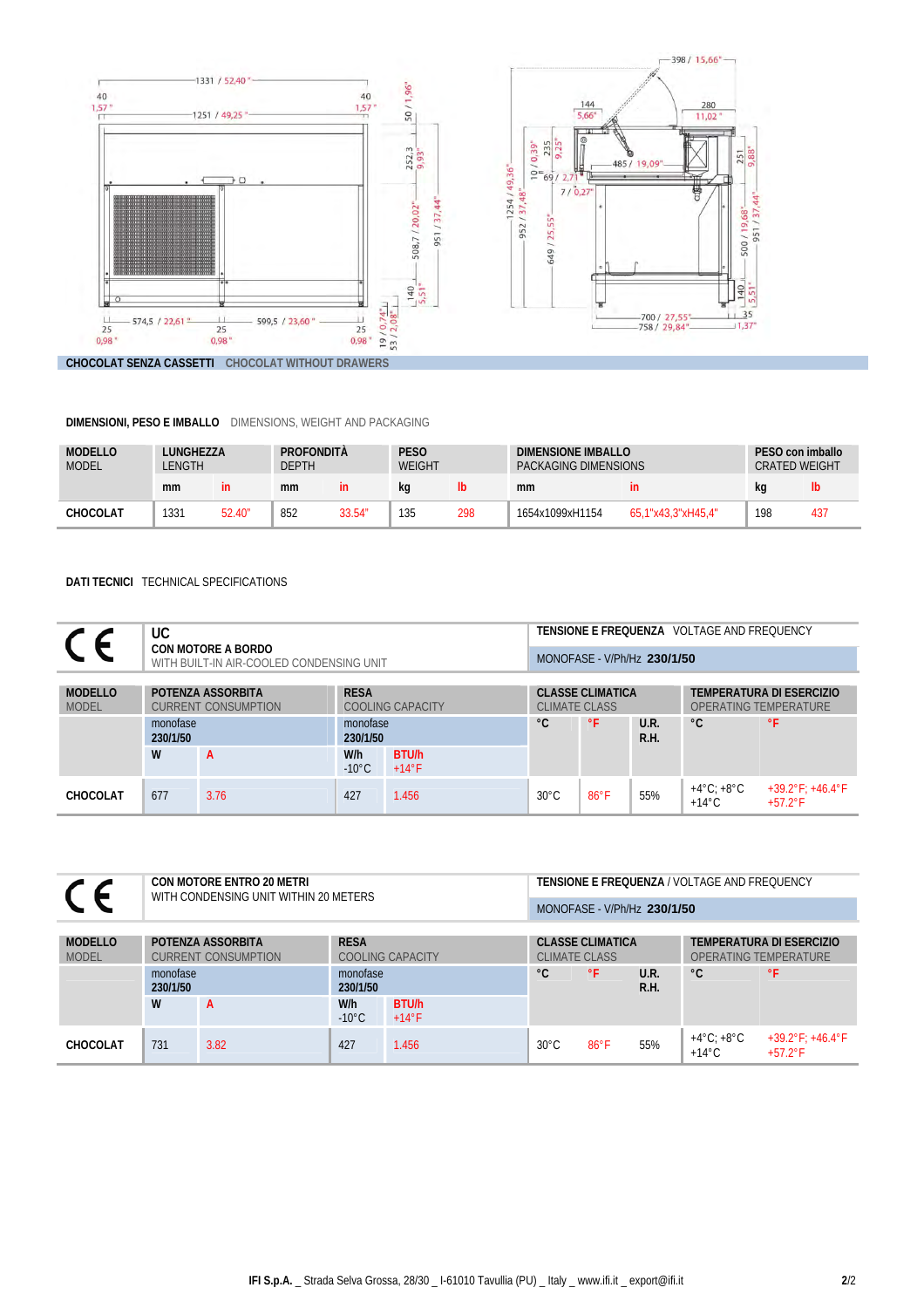1331 / 52,40"
1251 / 49,25"
40 1,57"
40 1,57"
50 / 1,96"
252,3 9,93"
508,7 / 20,02"
951 / 37,44"
140 5,51"
19 / 0,74"
53 / 2,08"
574,5 / 22,61"
599,5 / 23,60"
25 0,98"
25 0,98"
25 0,98"

398 / 15,66"
144 5,66"
280 11,02"
10 / 0,39"
235 9,25"
69 / 2,71
7 / 0,27"
485 / 19,09"
251 9,88"
1254 / 49,36"
952 / 37,48"
649 / 25,55"
500 / 19,68"
951 / 37,44"
140 5,51"
700 / 27,55"
758 / 29,84"
35 1,37"

## CHOCOLAT SENZA CASSETTI   CHOCOLAT WITHOUT DRAWERS

### DIMENSIONI, PESO E IMBALLO   DIMENSIONS, WEIGHT AND PACKAGING

| MODELLO MODEL | LUNGHEZZA LENGTH | | PROFONDITÀ DEPTH | | PESO WEIGHT | | DIMENSIONE IMBALLO PACKAGING DIMENSIONS | | PESO con imballo CRATED WEIGHT | |
|---|---|---|---|---|---|---|---|---|---|---|
| | mm | in | mm | in | kg | lb | mm | in | kg | lb |
| CHOCOLAT | 1331 | 52.40" | 852 | 33.54" | 135 | 298 | 1654x1099xH1154 | 65,1"x43,3"xH45,4" | 198 | 437 |

### DATI TECNICI   TECHNICAL SPECIFICATIONS

CE

**UC**
**CON MOTORE A BORDO**
WITH BUILT-IN AIR-COOLED CONDENSING UNIT

**TENSIONE E FREQUENZA** VOLTAGE AND FREQUENCY
MONOFASE - V/Ph/Hz **230/1/50**

| MODELLO MODEL | POTENZA ASSORBITA CURRENT CONSUMPTION | | RESA COOLING CAPACITY | | CLASSE CLIMATICA CLIMATE CLASS | | | TEMPERATURA DI ESERCIZIO OPERATING TEMPERATURE | |
|---|---|---|---|---|---|---|---|---|---|
| | monofase 230/1/50 | | monofase 230/1/50 | | °C | °F | U.R. R.H. | °C | °F |
| | W | A | W/h -10°C | BTU/h +14°F | | | | | |
| CHOCOLAT | 677 | 3.76 | 427 | 1.456 | 30°C | 86°F | 55% | +4°C; +8°C +14°C | +39.2°F; +46.4°F +57.2°F |

CE

**CON MOTORE ENTRO 20 METRI**
WITH CONDENSING UNIT WITHIN 20 METERS

**TENSIONE E FREQUENZA** / VOLTAGE AND FREQUENCY
MONOFASE - V/Ph/Hz **230/1/50**

| MODELLO MODEL | POTENZA ASSORBITA CURRENT CONSUMPTION | | RESA COOLING CAPACITY | | CLASSE CLIMATICA CLIMATE CLASS | | | TEMPERATURA DI ESERCIZIO OPERATING TEMPERATURE | |
|---|---|---|---|---|---|---|---|---|---|
| | monofase 230/1/50 | | monofase 230/1/50 | | °C | °F | U.R. R.H. | °C | °F |
| | W | A | W/h -10°C | BTU/h +14°F | | | | | |
| CHOCOLAT | 731 | 3.82 | 427 | 1.456 | 30°C | 86°F | 55% | +4°C; +8°C +14°C | +39.2°F; +46.4°F +57.2°F |

**IFI S.p.A.** _ Strada Selva Grossa, 28/30 _ I-61010 Tavullia (PU) _ Italy _ www.ifi.it _ export@ifi.it